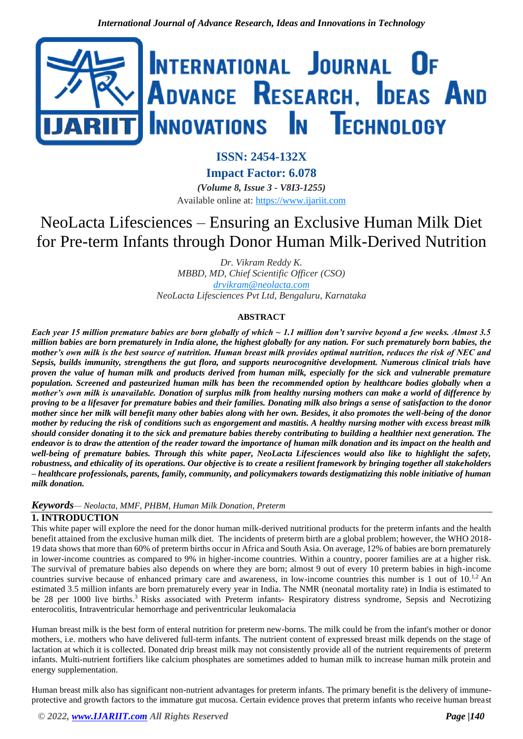ISSN: 2454-132X

Impact Factor: 6.078

*(Volume 8, Issue 3 - V8I3-1255)*

Available online at: https://www.ijariit.com

# NeoLacta Lifesciences – Ensuring an Exclusive Human Milk Diet for Pre-term Infants through Donor Human Milk-Derived Nutrition

*Dr. Vikram Reddy K.*
*MBBD, MD, Chief Scientific Officer (CSO)*
*drvikram@neolacta.com*
*NeoLacta Lifesciences Pvt Ltd, Bengaluru, Karnataka*

## ABSTRACT

***Each year 15 million premature babies are born globally of which ~ 1.1 million don't survive beyond a few weeks. Almost 3.5 million babies are born prematurely in India alone, the highest globally for any nation. For such prematurely born babies, the mother's own milk is the best source of nutrition. Human breast milk provides optimal nutrition, reduces the risk of NEC and Sepsis, builds immunity, strengthens the gut flora, and supports neurocognitive development. Numerous clinical trials have proven the value of human milk and products derived from human milk, especially for the sick and vulnerable premature population. Screened and pasteurized human milk has been the recommended option by healthcare bodies globally when a mother's own milk is unavailable. Donation of surplus milk from healthy nursing mothers can make a world of difference by proving to be a lifesaver for premature babies and their families. Donating milk also brings a sense of satisfaction to the donor mother since her milk will benefit many other babies along with her own. Besides, it also promotes the well-being of the donor mother by reducing the risk of conditions such as engorgement and mastitis. A healthy nursing mother with excess breast milk should consider donating it to the sick and premature babies thereby contributing to building a healthier next generation. The endeavor is to draw the attention of the reader toward the importance of human milk donation and its impact on the health and well-being of premature babies. Through this white paper, NeoLacta Lifesciences would also like to highlight the safety, robustness, and ethicality of its operations. Our objective is to create a resilient framework by bringing together all stakeholders – healthcare professionals, parents, family, community, and policymakers towards destigmatizing this noble initiative of human milk donation.***

***Keywords****— Neolacta, MMF, PHBM, Human Milk Donation, Preterm*

## 1. INTRODUCTION

This white paper will explore the need for the donor human milk-derived nutritional products for the preterm infants and the health benefit attained from the exclusive human milk diet. The incidents of preterm birth are a global problem; however, the WHO 2018-19 data shows that more than 60% of preterm births occur in Africa and South Asia. On average, 12% of babies are born prematurely in lower-income countries as compared to 9% in higher-income countries. Within a country, poorer families are at a higher risk. The survival of premature babies also depends on where they are born; almost 9 out of every 10 preterm babies in high-income countries survive because of enhanced primary care and awareness, in low-income countries this number is 1 out of 10.[1,2] An estimated 3.5 million infants are born prematurely every year in India. The NMR (neonatal mortality rate) in India is estimated to be 28 per 1000 live births.[3] Risks associated with Preterm infants- Respiratory distress syndrome, Sepsis and Necrotizing enterocolitis, Intraventricular hemorrhage and periventricular leukomalacia

Human breast milk is the best form of enteral nutrition for preterm new-borns. The milk could be from the infant's mother or donor mothers, i.e. mothers who have delivered full-term infants. The nutrient content of expressed breast milk depends on the stage of lactation at which it is collected. Donated drip breast milk may not consistently provide all of the nutrient requirements of preterm infants. Multi-nutrient fortifiers like calcium phosphates are sometimes added to human milk to increase human milk protein and energy supplementation.

Human breast milk also has significant non-nutrient advantages for preterm infants. The primary benefit is the delivery of immune-protective and growth factors to the immature gut mucosa. Certain evidence proves that preterm infants who receive human breast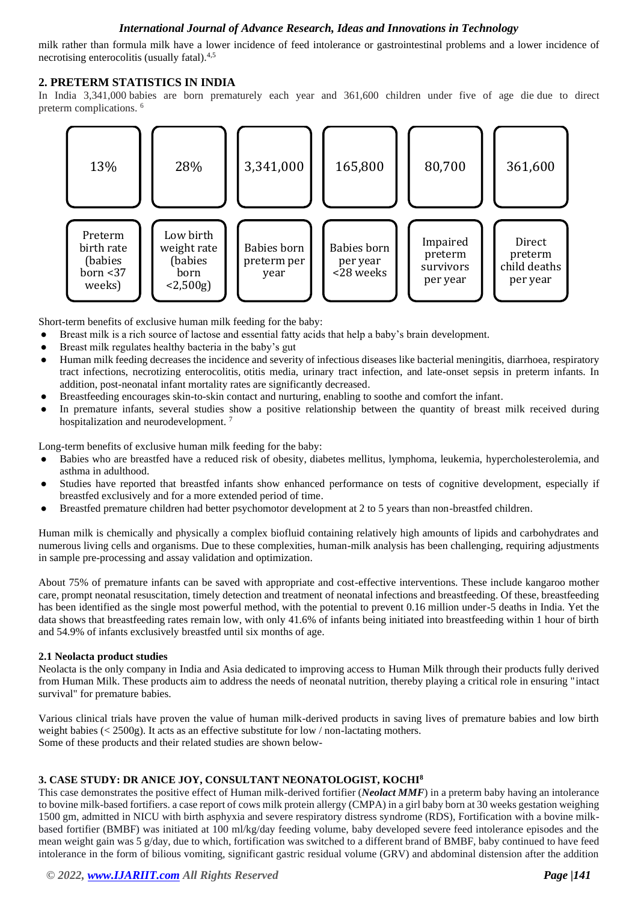milk rather than formula milk have a lower incidence of feed intolerance or gastrointestinal problems and a lower incidence of necrotising enterocolitis (usually fatal).[4,5]

## 2. PRETERM STATISTICS IN INDIA

In India 3,341,000 babies are born prematurely each year and 361,600 children under five of age die due to direct preterm complications. [6]

| 13% | 28% | 3,341,000 | 165,800 | 80,700 | 361,600 |
|---|---|---|---|---|---|
| Preterm birth rate (babies born <37 weeks) | Low birth weight rate (babies born <2,500g) | Babies born preterm per year | Babies born per year <28 weeks | Impaired preterm survivors per year | Direct preterm child deaths per year |

Short-term benefits of exclusive human milk feeding for the baby:

- Breast milk is a rich source of lactose and essential fatty acids that help a baby's brain development.
- Breast milk regulates healthy bacteria in the baby's gut
- Human milk feeding decreases the incidence and severity of infectious diseases like bacterial meningitis, diarrhoea, respiratory tract infections, necrotizing enterocolitis, otitis media, urinary tract infection, and late-onset sepsis in preterm infants. In addition, post-neonatal infant mortality rates are significantly decreased.
- Breastfeeding encourages skin-to-skin contact and nurturing, enabling to soothe and comfort the infant.
- In premature infants, several studies show a positive relationship between the quantity of breast milk received during hospitalization and neurodevelopment. [7]

Long-term benefits of exclusive human milk feeding for the baby:

- Babies who are breastfed have a reduced risk of obesity, diabetes mellitus, lymphoma, leukemia, hypercholesterolemia, and asthma in adulthood.
- Studies have reported that breastfed infants show enhanced performance on tests of cognitive development, especially if breastfed exclusively and for a more extended period of time.
- Breastfed premature children had better psychomotor development at 2 to 5 years than non-breastfed children.

Human milk is chemically and physically a complex biofluid containing relatively high amounts of lipids and carbohydrates and numerous living cells and organisms. Due to these complexities, human-milk analysis has been challenging, requiring adjustments in sample pre-processing and assay validation and optimization.

About 75% of premature infants can be saved with appropriate and cost-effective interventions. These include kangaroo mother care, prompt neonatal resuscitation, timely detection and treatment of neonatal infections and breastfeeding. Of these, breastfeeding has been identified as the single most powerful method, with the potential to prevent 0.16 million under-5 deaths in India. Yet the data shows that breastfeeding rates remain low, with only 41.6% of infants being initiated into breastfeeding within 1 hour of birth and 54.9% of infants exclusively breastfed until six months of age.

### 2.1 Neolacta product studies

Neolacta is the only company in India and Asia dedicated to improving access to Human Milk through their products fully derived from Human Milk. These products aim to address the needs of neonatal nutrition, thereby playing a critical role in ensuring "intact survival" for premature babies.

Various clinical trials have proven the value of human milk-derived products in saving lives of premature babies and low birth weight babies (< 2500g). It acts as an effective substitute for low / non-lactating mothers.
Some of these products and their related studies are shown below-

## 3. CASE STUDY: DR ANICE JOY, CONSULTANT NEONATOLOGIST, KOCHI[8]

This case demonstrates the positive effect of Human milk-derived fortifier (***Neolact MMF***) in a preterm baby having an intolerance to bovine milk-based fortifiers. a case report of cows milk protein allergy (CMPA) in a girl baby born at 30 weeks gestation weighing 1500 gm, admitted in NICU with birth asphyxia and severe respiratory distress syndrome (RDS), Fortification with a bovine milk-based fortifier (BMBF) was initiated at 100 ml/kg/day feeding volume, baby developed severe feed intolerance episodes and the mean weight gain was 5 g/day, due to which, fortification was switched to a different brand of BMBF, baby continued to have feed intolerance in the form of bilious vomiting, significant gastric residual volume (GRV) and abdominal distension after the addition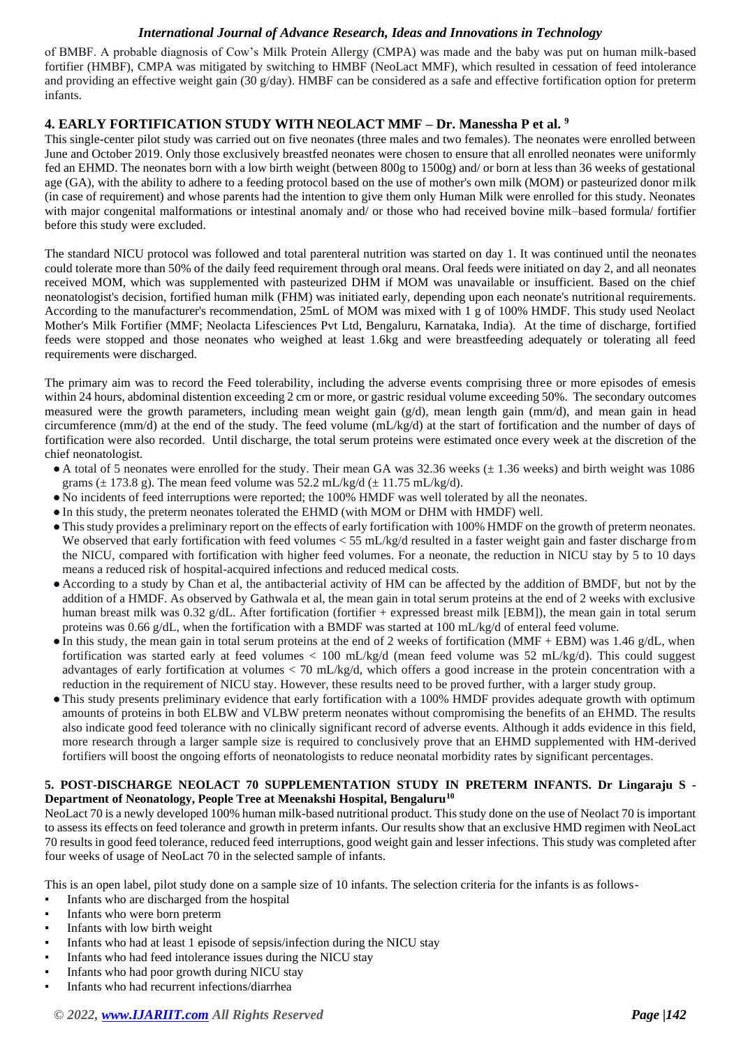of BMBF. A probable diagnosis of Cow's Milk Protein Allergy (CMPA) was made and the baby was put on human milk-based fortifier (HMBF), CMPA was mitigated by switching to HMBF (NeoLact MMF), which resulted in cessation of feed intolerance and providing an effective weight gain (30 g/day). HMBF can be considered as a safe and effective fortification option for preterm infants.

## 4. EARLY FORTIFICATION STUDY WITH NEOLACT MMF – Dr. Manessha P et al. [9]

This single-center pilot study was carried out on five neonates (three males and two females). The neonates were enrolled between June and October 2019. Only those exclusively breastfed neonates were chosen to ensure that all enrolled neonates were uniformly fed an EHMD. The neonates born with a low birth weight (between 800g to 1500g) and/ or born at less than 36 weeks of gestational age (GA), with the ability to adhere to a feeding protocol based on the use of mother's own milk (MOM) or pasteurized donor milk (in case of requirement) and whose parents had the intention to give them only Human Milk were enrolled for this study. Neonates with major congenital malformations or intestinal anomaly and/ or those who had received bovine milk–based formula/ fortifier before this study were excluded.

The standard NICU protocol was followed and total parenteral nutrition was started on day 1. It was continued until the neonates could tolerate more than 50% of the daily feed requirement through oral means. Oral feeds were initiated on day 2, and all neonates received MOM, which was supplemented with pasteurized DHM if MOM was unavailable or insufficient. Based on the chief neonatologist's decision, fortified human milk (FHM) was initiated early, depending upon each neonate's nutritional requirements. According to the manufacturer's recommendation, 25mL of MOM was mixed with 1 g of 100% HMDF. This study used Neolact Mother's Milk Fortifier (MMF; Neolacta Lifesciences Pvt Ltd, Bengaluru, Karnataka, India). At the time of discharge, fortified feeds were stopped and those neonates who weighed at least 1.6kg and were breastfeeding adequately or tolerating all feed requirements were discharged.

The primary aim was to record the Feed tolerability, including the adverse events comprising three or more episodes of emesis within 24 hours, abdominal distention exceeding 2 cm or more, or gastric residual volume exceeding 50%. The secondary outcomes measured were the growth parameters, including mean weight gain (g/d), mean length gain (mm/d), and mean gain in head circumference (mm/d) at the end of the study. The feed volume (mL/kg/d) at the start of fortification and the number of days of fortification were also recorded. Until discharge, the total serum proteins were estimated once every week at the discretion of the chief neonatologist.

- A total of 5 neonates were enrolled for the study. Their mean GA was 32.36 weeks (± 1.36 weeks) and birth weight was 1086 grams (± 173.8 g). The mean feed volume was 52.2 mL/kg/d (± 11.75 mL/kg/d).
- No incidents of feed interruptions were reported; the 100% HMDF was well tolerated by all the neonates.
- In this study, the preterm neonates tolerated the EHMD (with MOM or DHM with HMDF) well.
- This study provides a preliminary report on the effects of early fortification with 100% HMDF on the growth of preterm neonates. We observed that early fortification with feed volumes < 55 mL/kg/d resulted in a faster weight gain and faster discharge from the NICU, compared with fortification with higher feed volumes. For a neonate, the reduction in NICU stay by 5 to 10 days means a reduced risk of hospital-acquired infections and reduced medical costs.
- According to a study by Chan et al, the antibacterial activity of HM can be affected by the addition of BMDF, but not by the addition of a HMDF. As observed by Gathwala et al, the mean gain in total serum proteins at the end of 2 weeks with exclusive human breast milk was 0.32 g/dL. After fortification (fortifier + expressed breast milk [EBM]), the mean gain in total serum proteins was 0.66 g/dL, when the fortification with a BMDF was started at 100 mL/kg/d of enteral feed volume.
- In this study, the mean gain in total serum proteins at the end of 2 weeks of fortification (MMF + EBM) was 1.46 g/dL, when fortification was started early at feed volumes < 100 mL/kg/d (mean feed volume was 52 mL/kg/d). This could suggest advantages of early fortification at volumes < 70 mL/kg/d, which offers a good increase in the protein concentration with a reduction in the requirement of NICU stay. However, these results need to be proved further, with a larger study group.
- This study presents preliminary evidence that early fortification with a 100% HMDF provides adequate growth with optimum amounts of proteins in both ELBW and VLBW preterm neonates without compromising the benefits of an EHMD. The results also indicate good feed tolerance with no clinically significant record of adverse events. Although it adds evidence in this field, more research through a larger sample size is required to conclusively prove that an EHMD supplemented with HM-derived fortifiers will boost the ongoing efforts of neonatologists to reduce neonatal morbidity rates by significant percentages.

## 5. POST-DISCHARGE NEOLACT 70 SUPPLEMENTATION STUDY IN PRETERM INFANTS. Dr Lingaraju S - Department of Neonatology, People Tree at Meenakshi Hospital, Bengaluru[10]

NeoLact 70 is a newly developed 100% human milk-based nutritional product. This study done on the use of Neolact 70 is important to assess its effects on feed tolerance and growth in preterm infants. Our results show that an exclusive HMD regimen with NeoLact 70 results in good feed tolerance, reduced feed interruptions, good weight gain and lesser infections. This study was completed after four weeks of usage of NeoLact 70 in the selected sample of infants.

This is an open label, pilot study done on a sample size of 10 infants. The selection criteria for the infants is as follows-

- Infants who are discharged from the hospital
- Infants who were born preterm
- Infants with low birth weight
- Infants who had at least 1 episode of sepsis/infection during the NICU stay
- Infants who had feed intolerance issues during the NICU stay
- Infants who had poor growth during NICU stay
- Infants who had recurrent infections/diarrhea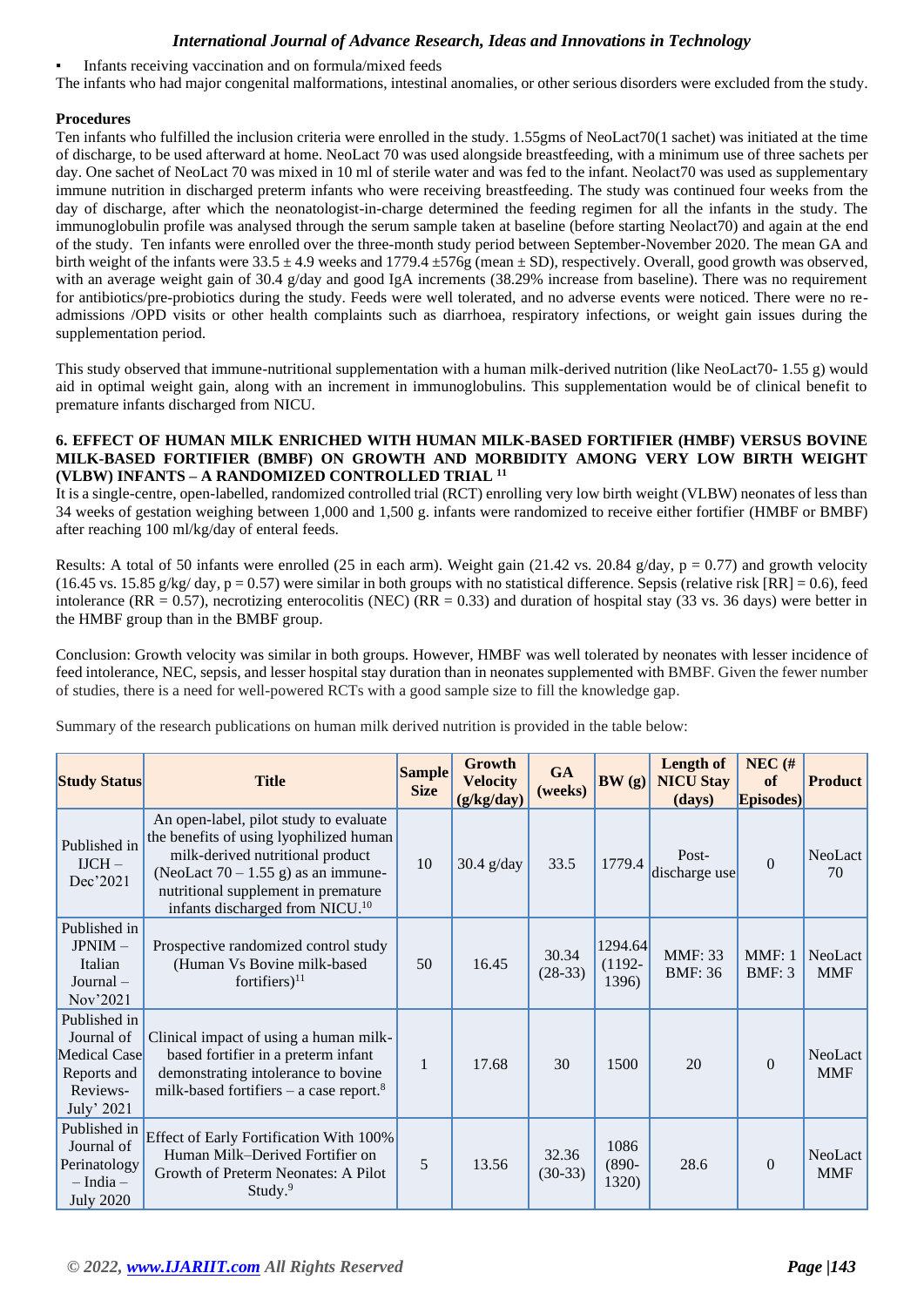- Infants receiving vaccination and on formula/mixed feeds

The infants who had major congenital malformations, intestinal anomalies, or other serious disorders were excluded from the study.

**Procedures**

Ten infants who fulfilled the inclusion criteria were enrolled in the study. 1.55gms of NeoLact70(1 sachet) was initiated at the time of discharge, to be used afterward at home. NeoLact 70 was used alongside breastfeeding, with a minimum use of three sachets per day. One sachet of NeoLact 70 was mixed in 10 ml of sterile water and was fed to the infant. Neolact70 was used as supplementary immune nutrition in discharged preterm infants who were receiving breastfeeding. The study was continued four weeks from the day of discharge, after which the neonatologist-in-charge determined the feeding regimen for all the infants in the study. The immunoglobulin profile was analysed through the serum sample taken at baseline (before starting Neolact70) and again at the end of the study. Ten infants were enrolled over the three-month study period between September-November 2020. The mean GA and birth weight of the infants were 33.5 ± 4.9 weeks and 1779.4 ±576g (mean ± SD), respectively. Overall, good growth was observed, with an average weight gain of 30.4 g/day and good IgA increments (38.29% increase from baseline). There was no requirement for antibiotics/pre-probiotics during the study. Feeds were well tolerated, and no adverse events were noticed. There were no re-admissions /OPD visits or other health complaints such as diarrhoea, respiratory infections, or weight gain issues during the supplementation period.

This study observed that immune-nutritional supplementation with a human milk-derived nutrition (like NeoLact70- 1.55 g) would aid in optimal weight gain, along with an increment in immunoglobulins. This supplementation would be of clinical benefit to premature infants discharged from NICU.

### 6. EFFECT OF HUMAN MILK ENRICHED WITH HUMAN MILK-BASED FORTIFIER (HMBF) VERSUS BOVINE MILK-BASED FORTIFIER (BMBF) ON GROWTH AND MORBIDITY AMONG VERY LOW BIRTH WEIGHT (VLBW) INFANTS – A RANDOMIZED CONTROLLED TRIAL [11]

It is a single-centre, open-labelled, randomized controlled trial (RCT) enrolling very low birth weight (VLBW) neonates of less than 34 weeks of gestation weighing between 1,000 and 1,500 g. infants were randomized to receive either fortifier (HMBF or BMBF) after reaching 100 ml/kg/day of enteral feeds.

Results: A total of 50 infants were enrolled (25 in each arm). Weight gain (21.42 vs. 20.84 g/day, $p = 0.77$) and growth velocity (16.45 vs. 15.85 g/kg/ day, $p = 0.57$) were similar in both groups with no statistical difference. Sepsis (relative risk [RR] = 0.6), feed intolerance (RR = 0.57), necrotizing enterocolitis (NEC) (RR = 0.33) and duration of hospital stay (33 vs. 36 days) were better in the HMBF group than in the BMBF group.

Conclusion: Growth velocity was similar in both groups. However, HMBF was well tolerated by neonates with lesser incidence of feed intolerance, NEC, sepsis, and lesser hospital stay duration than in neonates supplemented with BMBF. Given the fewer number of studies, there is a need for well-powered RCTs with a good sample size to fill the knowledge gap.

Summary of the research publications on human milk derived nutrition is provided in the table below:

| Study Status | Title | Sample Size | Growth Velocity (g/kg/day) | GA (weeks) | BW (g) | Length of NICU Stay (days) | NEC (# of Episodes) | Product |
|---|---|---|---|---|---|---|---|---|
| Published in IJCH – Dec'2021 | An open-label, pilot study to evaluate the benefits of using lyophilized human milk-derived nutritional product (NeoLact 70 – 1.55 g) as an immune-nutritional supplement in premature infants discharged from NICU.[10] | 10 | 30.4 g/day | 33.5 | 1779.4 | Post-discharge use | 0 | NeoLact 70 |
| Published in JPNIM – Italian Journal – Nov'2021 | Prospective randomized control study (Human Vs Bovine milk-based fortifiers)[11] | 50 | 16.45 | 30.34 (28-33) | 1294.64 (1192-1396) | MMF: 33 BMF: 36 | MMF: 1 BMF: 3 | NeoLact MMF |
| Published in Journal of Medical Case Reports and Reviews- July' 2021 | Clinical impact of using a human milk-based fortifier in a preterm infant demonstrating intolerance to bovine milk-based fortifiers – a case report.[8] | 1 | 17.68 | 30 | 1500 | 20 | 0 | NeoLact MMF |
| Published in Journal of Perinatology – India – July 2020 | Effect of Early Fortification With 100% Human Milk–Derived Fortifier on Growth of Preterm Neonates: A Pilot Study.[9] | 5 | 13.56 | 32.36 (30-33) | 1086 (890-1320) | 28.6 | 0 | NeoLact MMF |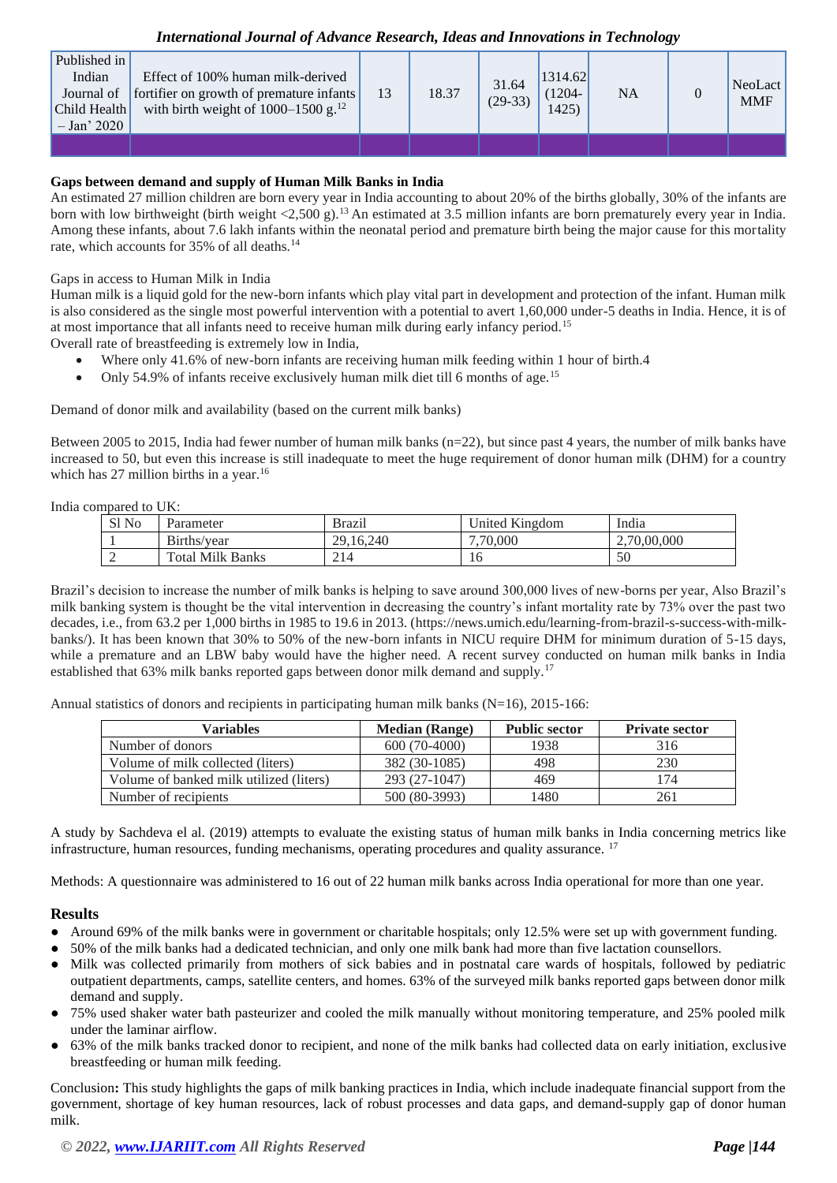| Published in Indian Journal of Child Health – Jan' 2020 | Effect of 100% human milk-derived fortifier on growth of premature infants with birth weight of 1000–1500 g.[12] | 13 | 18.37 | 31.64 (29-33) | 1314.62 (1204-1425) | NA | 0 | NeoLact MMF |
|---|---|---|---|---|---|---|---|---|
| | | | | | | | | |

**Gaps between demand and supply of Human Milk Banks in India**

An estimated 27 million children are born every year in India accounting to about 20% of the births globally, 30% of the infants are born with low birthweight (birth weight <2,500 g).[13] An estimated at 3.5 million infants are born prematurely every year in India. Among these infants, about 7.6 lakh infants within the neonatal period and premature birth being the major cause for this mortality rate, which accounts for 35% of all deaths.[14]

Gaps in access to Human Milk in India

Human milk is a liquid gold for the new-born infants which play vital part in development and protection of the infant. Human milk is also considered as the single most powerful intervention with a potential to avert 1,60,000 under-5 deaths in India. Hence, it is of at most importance that all infants need to receive human milk during early infancy period.[15]

Overall rate of breastfeeding is extremely low in India,

- Where only 41.6% of new-born infants are receiving human milk feeding within 1 hour of birth.4
- Only 54.9% of infants receive exclusively human milk diet till 6 months of age.[15]

Demand of donor milk and availability (based on the current milk banks)

Between 2005 to 2015, India had fewer number of human milk banks (n=22), but since past 4 years, the number of milk banks have increased to 50, but even this increase is still inadequate to meet the huge requirement of donor human milk (DHM) for a country which has 27 million births in a year.[16]

India compared to UK:

| Sl No | Parameter | Brazil | United Kingdom | India |
|---|---|---|---|---|
| 1 | Births/year | 29,16,240 | 7,70,000 | 2,70,00,000 |
| 2 | Total Milk Banks | 214 | 16 | 50 |

Brazil's decision to increase the number of milk banks is helping to save around 300,000 lives of new-borns per year, Also Brazil's milk banking system is thought be the vital intervention in decreasing the country's infant mortality rate by 73% over the past two decades, i.e., from 63.2 per 1,000 births in 1985 to 19.6 in 2013. (https://news.umich.edu/learning-from-brazil-s-success-with-milk-banks/). It has been known that 30% to 50% of the new-born infants in NICU require DHM for minimum duration of 5-15 days, while a premature and an LBW baby would have the higher need. A recent survey conducted on human milk banks in India established that 63% milk banks reported gaps between donor milk demand and supply.[17]

Annual statistics of donors and recipients in participating human milk banks (N=16), 2015-166:

| Variables | Median (Range) | Public sector | Private sector |
|---|---|---|---|
| Number of donors | 600 (70-4000) | 1938 | 316 |
| Volume of milk collected (liters) | 382 (30-1085) | 498 | 230 |
| Volume of banked milk utilized (liters) | 293 (27-1047) | 469 | 174 |
| Number of recipients | 500 (80-3993) | 1480 | 261 |

A study by Sachdeva el al. (2019) attempts to evaluate the existing status of human milk banks in India concerning metrics like infrastructure, human resources, funding mechanisms, operating procedures and quality assurance. [17]

Methods: A questionnaire was administered to 16 out of 22 human milk banks across India operational for more than one year.

## Results

- Around 69% of the milk banks were in government or charitable hospitals; only 12.5% were set up with government funding.
- 50% of the milk banks had a dedicated technician, and only one milk bank had more than five lactation counsellors.
- Milk was collected primarily from mothers of sick babies and in postnatal care wards of hospitals, followed by pediatric outpatient departments, camps, satellite centers, and homes. 63% of the surveyed milk banks reported gaps between donor milk demand and supply.
- 75% used shaker water bath pasteurizer and cooled the milk manually without monitoring temperature, and 25% pooled milk under the laminar airflow.
- 63% of the milk banks tracked donor to recipient, and none of the milk banks had collected data on early initiation, exclusive breastfeeding or human milk feeding.

Conclusion**:** This study highlights the gaps of milk banking practices in India, which include inadequate financial support from the government, shortage of key human resources, lack of robust processes and data gaps, and demand-supply gap of donor human milk.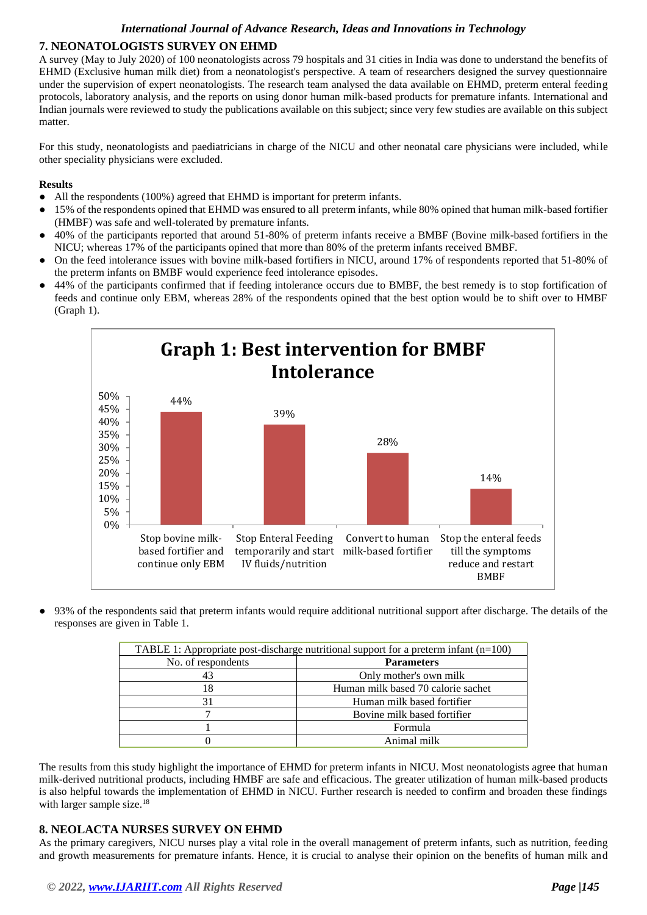## 7. NEONATOLOGISTS SURVEY ON EHMD

A survey (May to July 2020) of 100 neonatologists across 79 hospitals and 31 cities in India was done to understand the benefits of EHMD (Exclusive human milk diet) from a neonatologist's perspective. A team of researchers designed the survey questionnaire under the supervision of expert neonatologists. The research team analysed the data available on EHMD, preterm enteral feeding protocols, laboratory analysis, and the reports on using donor human milk-based products for premature infants. International and Indian journals were reviewed to study the publications available on this subject; since very few studies are available on this subject matter.

For this study, neonatologists and paediatricians in charge of the NICU and other neonatal care physicians were included, while other speciality physicians were excluded.

**Results**

- All the respondents (100%) agreed that EHMD is important for preterm infants.
- 15% of the respondents opined that EHMD was ensured to all preterm infants, while 80% opined that human milk-based fortifier (HMBF) was safe and well-tolerated by premature infants.
- 40% of the participants reported that around 51-80% of preterm infants receive a BMBF (Bovine milk-based fortifiers in the NICU; whereas 17% of the participants opined that more than 80% of the preterm infants received BMBF.
- On the feed intolerance issues with bovine milk-based fortifiers in NICU, around 17% of respondents reported that 51-80% of the preterm infants on BMBF would experience feed intolerance episodes.
- 44% of the participants confirmed that if feeding intolerance occurs due to BMBF, the best remedy is to stop fortification of feeds and continue only EBM, whereas 28% of the respondents opined that the best option would be to shift over to HMBF (Graph 1).

**Graph 1: Best intervention for BMBF Intolerance**

| Intervention | Percentage |
|---|---|
| Stop bovine milk-based fortifier and continue only EBM | 44% |
| Stop Enteral Feeding temporarily and start IV fluids/nutrition | 39% |
| Convert to human milk-based fortifier | 28% |
| Stop the enteral feeds till the symptoms reduce and restart BMBF | 14% |

- 93% of the respondents said that preterm infants would require additional nutritional support after discharge. The details of the responses are given in Table 1.

TABLE 1: Appropriate post-discharge nutritional support for a preterm infant (n=100)

| No. of respondents | **Parameters** |
|---|---|
| 43 | Only mother's own milk |
| 18 | Human milk based 70 calorie sachet |
| 31 | Human milk based fortifier |
| 7 | Bovine milk based fortifier |
| 1 | Formula |
| 0 | Animal milk |

The results from this study highlight the importance of EHMD for preterm infants in NICU. Most neonatologists agree that human milk-derived nutritional products, including HMBF are safe and efficacious. The greater utilization of human milk-based products is also helpful towards the implementation of EHMD in NICU. Further research is needed to confirm and broaden these findings with larger sample size.[18]

## 8. NEOLACTA NURSES SURVEY ON EHMD

As the primary caregivers, NICU nurses play a vital role in the overall management of preterm infants, such as nutrition, feeding and growth measurements for premature infants. Hence, it is crucial to analyse their opinion on the benefits of human milk and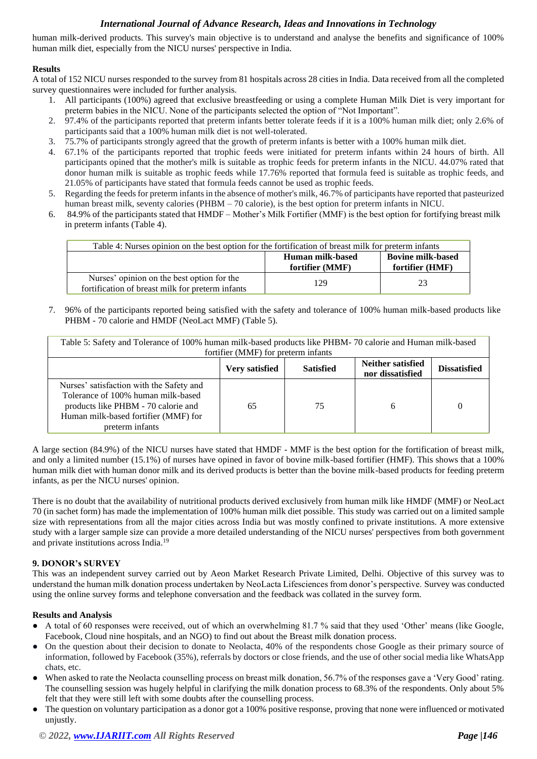human milk-derived products. This survey's main objective is to understand and analyse the benefits and significance of 100% human milk diet, especially from the NICU nurses' perspective in India.

**Results**

A total of 152 NICU nurses responded to the survey from 81 hospitals across 28 cities in India. Data received from all the completed survey questionnaires were included for further analysis.

1. All participants (100%) agreed that exclusive breastfeeding or using a complete Human Milk Diet is very important for preterm babies in the NICU. None of the participants selected the option of "Not Important".
2. 97.4% of the participants reported that preterm infants better tolerate feeds if it is a 100% human milk diet; only 2.6% of participants said that a 100% human milk diet is not well-tolerated.
3. 75.7% of participants strongly agreed that the growth of preterm infants is better with a 100% human milk diet.
4. 67.1% of the participants reported that trophic feeds were initiated for preterm infants within 24 hours of birth. All participants opined that the mother's milk is suitable as trophic feeds for preterm infants in the NICU. 44.07% rated that donor human milk is suitable as trophic feeds while 17.76% reported that formula feed is suitable as trophic feeds, and 21.05% of participants have stated that formula feeds cannot be used as trophic feeds.
5. Regarding the feeds for preterm infants in the absence of mother's milk, 46.7% of participants have reported that pasteurized human breast milk, seventy calories (PHBM – 70 calorie), is the best option for preterm infants in NICU.
6. 84.9% of the participants stated that HMDF – Mother's Milk Fortifier (MMF) is the best option for fortifying breast milk in preterm infants (Table 4).

| Table 4: Nurses opinion on the best option for the fortification of breast milk for preterm infants | | |
|---|---|---|
| | **Human milk-based fortifier (MMF)** | **Bovine milk-based fortifier (HMF)** |
| Nurses' opinion on the best option for the fortification of breast milk for preterm infants | 129 | 23 |

7. 96% of the participants reported being satisfied with the safety and tolerance of 100% human milk-based products like PHBM - 70 calorie and HMDF (NeoLact MMF) (Table 5).

| Table 5: Safety and Tolerance of 100% human milk-based products like PHBM- 70 calorie and Human milk-based fortifier (MMF) for preterm infants | | | | |
|---|---|---|---|---|
| | **Very satisfied** | **Satisfied** | **Neither satisfied nor dissatisfied** | **Dissatisfied** |
| Nurses' satisfaction with the Safety and Tolerance of 100% human milk-based products like PHBM - 70 calorie and Human milk-based fortifier (MMF) for preterm infants | 65 | 75 | 6 | 0 |

A large section (84.9%) of the NICU nurses have stated that HMDF - MMF is the best option for the fortification of breast milk, and only a limited number (15.1%) of nurses have opined in favor of bovine milk-based fortifier (HMF). This shows that a 100% human milk diet with human donor milk and its derived products is better than the bovine milk-based products for feeding preterm infants, as per the NICU nurses' opinion.

There is no doubt that the availability of nutritional products derived exclusively from human milk like HMDF (MMF) or NeoLact 70 (in sachet form) has made the implementation of 100% human milk diet possible. This study was carried out on a limited sample size with representations from all the major cities across India but was mostly confined to private institutions. A more extensive study with a larger sample size can provide a more detailed understanding of the NICU nurses' perspectives from both government and private institutions across India.[19]

## 9. DONOR's SURVEY

This was an independent survey carried out by Aeon Market Research Private Limited, Delhi. Objective of this survey was to understand the human milk donation process undertaken by NeoLacta Lifesciences from donor's perspective. Survey was conducted using the online survey forms and telephone conversation and the feedback was collated in the survey form.

**Results and Analysis**

- A total of 60 responses were received, out of which an overwhelming 81.7 % said that they used 'Other' means (like Google, Facebook, Cloud nine hospitals, and an NGO) to find out about the Breast milk donation process.
- On the question about their decision to donate to Neolacta, 40% of the respondents chose Google as their primary source of information, followed by Facebook (35%), referrals by doctors or close friends, and the use of other social media like WhatsApp chats, etc.
- When asked to rate the Neolacta counselling process on breast milk donation, 56.7% of the responses gave a 'Very Good' rating. The counselling session was hugely helpful in clarifying the milk donation process to 68.3% of the respondents. Only about 5% felt that they were still left with some doubts after the counselling process.
- The question on voluntary participation as a donor got a 100% positive response, proving that none were influenced or motivated unjustly.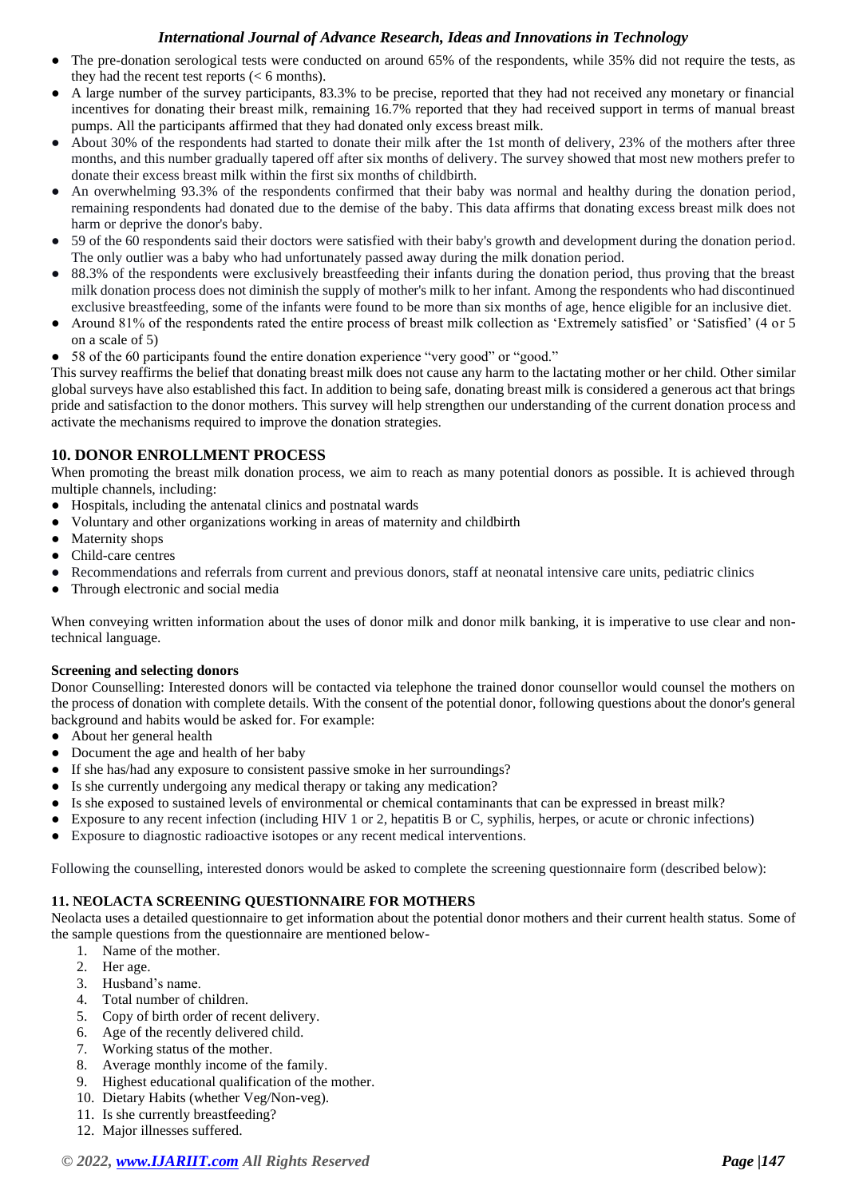- The pre-donation serological tests were conducted on around 65% of the respondents, while 35% did not require the tests, as they had the recent test reports (< 6 months).
- A large number of the survey participants, 83.3% to be precise, reported that they had not received any monetary or financial incentives for donating their breast milk, remaining 16.7% reported that they had received support in terms of manual breast pumps. All the participants affirmed that they had donated only excess breast milk.
- About 30% of the respondents had started to donate their milk after the 1st month of delivery, 23% of the mothers after three months, and this number gradually tapered off after six months of delivery. The survey showed that most new mothers prefer to donate their excess breast milk within the first six months of childbirth.
- An overwhelming 93.3% of the respondents confirmed that their baby was normal and healthy during the donation period, remaining respondents had donated due to the demise of the baby. This data affirms that donating excess breast milk does not harm or deprive the donor's baby.
- 59 of the 60 respondents said their doctors were satisfied with their baby's growth and development during the donation period. The only outlier was a baby who had unfortunately passed away during the milk donation period.
- 88.3% of the respondents were exclusively breastfeeding their infants during the donation period, thus proving that the breast milk donation process does not diminish the supply of mother's milk to her infant. Among the respondents who had discontinued exclusive breastfeeding, some of the infants were found to be more than six months of age, hence eligible for an inclusive diet.
- Around 81% of the respondents rated the entire process of breast milk collection as 'Extremely satisfied' or 'Satisfied' (4 or 5 on a scale of 5)
- 58 of the 60 participants found the entire donation experience "very good" or "good."

This survey reaffirms the belief that donating breast milk does not cause any harm to the lactating mother or her child. Other similar global surveys have also established this fact. In addition to being safe, donating breast milk is considered a generous act that brings pride and satisfaction to the donor mothers. This survey will help strengthen our understanding of the current donation process and activate the mechanisms required to improve the donation strategies.

## 10. DONOR ENROLLMENT PROCESS

When promoting the breast milk donation process, we aim to reach as many potential donors as possible. It is achieved through multiple channels, including:

- Hospitals, including the antenatal clinics and postnatal wards
- Voluntary and other organizations working in areas of maternity and childbirth
- Maternity shops
- Child-care centres
- Recommendations and referrals from current and previous donors, staff at neonatal intensive care units, pediatric clinics
- Through electronic and social media

When conveying written information about the uses of donor milk and donor milk banking, it is imperative to use clear and non-technical language.

**Screening and selecting donors**

Donor Counselling: Interested donors will be contacted via telephone the trained donor counsellor would counsel the mothers on the process of donation with complete details. With the consent of the potential donor, following questions about the donor's general background and habits would be asked for. For example:

- About her general health
- Document the age and health of her baby
- If she has/had any exposure to consistent passive smoke in her surroundings?
- Is she currently undergoing any medical therapy or taking any medication?
- Is she exposed to sustained levels of environmental or chemical contaminants that can be expressed in breast milk?
- Exposure to any recent infection (including HIV 1 or 2, hepatitis B or C, syphilis, herpes, or acute or chronic infections)
- Exposure to diagnostic radioactive isotopes or any recent medical interventions.

Following the counselling, interested donors would be asked to complete the screening questionnaire form (described below):

## 11. NEOLACTA SCREENING QUESTIONNAIRE FOR MOTHERS

Neolacta uses a detailed questionnaire to get information about the potential donor mothers and their current health status. Some of the sample questions from the questionnaire are mentioned below-

1. Name of the mother.
2. Her age.
3. Husband's name.
4. Total number of children.
5. Copy of birth order of recent delivery.
6. Age of the recently delivered child.
7. Working status of the mother.
8. Average monthly income of the family.
9. Highest educational qualification of the mother.
10. Dietary Habits (whether Veg/Non-veg).
11. Is she currently breastfeeding?
12. Major illnesses suffered.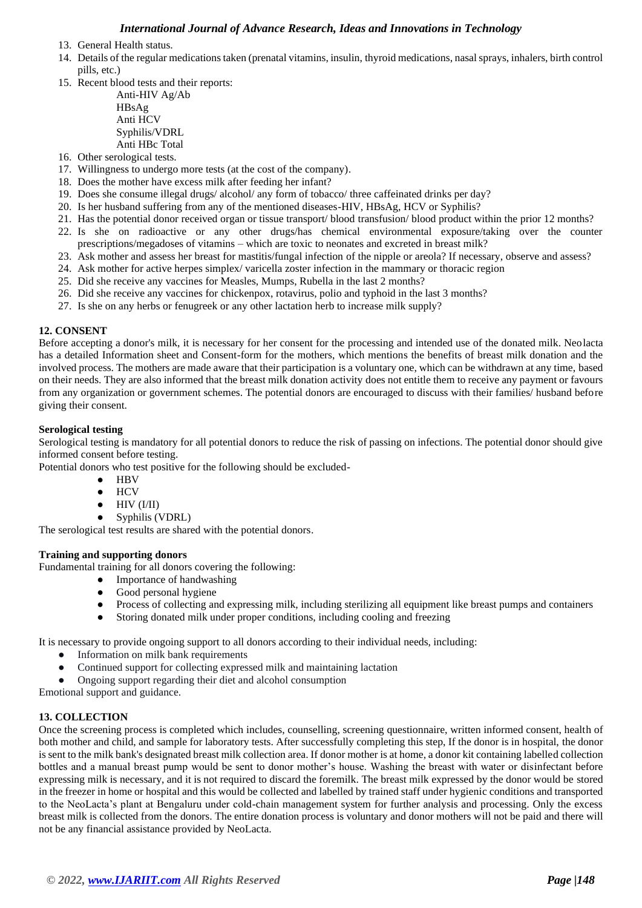13. General Health status.
14. Details of the regular medications taken (prenatal vitamins, insulin, thyroid medications, nasal sprays, inhalers, birth control pills, etc.)
15. Recent blood tests and their reports:
    - Anti-HIV Ag/Ab
    - HBsAg
    - Anti HCV
    - Syphilis/VDRL
    - Anti HBc Total
16. Other serological tests.
17. Willingness to undergo more tests (at the cost of the company).
18. Does the mother have excess milk after feeding her infant?
19. Does she consume illegal drugs/ alcohol/ any form of tobacco/ three caffeinated drinks per day?
20. Is her husband suffering from any of the mentioned diseases-HIV, HBsAg, HCV or Syphilis?
21. Has the potential donor received organ or tissue transport/ blood transfusion/ blood product within the prior 12 months?
22. Is she on radioactive or any other drugs/has chemical environmental exposure/taking over the counter prescriptions/megadoses of vitamins – which are toxic to neonates and excreted in breast milk?
23. Ask mother and assess her breast for mastitis/fungal infection of the nipple or areola? If necessary, observe and assess?
24. Ask mother for active herpes simplex/ varicella zoster infection in the mammary or thoracic region
25. Did she receive any vaccines for Measles, Mumps, Rubella in the last 2 months?
26. Did she receive any vaccines for chickenpox, rotavirus, polio and typhoid in the last 3 months?
27. Is she on any herbs or fenugreek or any other lactation herb to increase milk supply?

## 12. CONSENT

Before accepting a donor's milk, it is necessary for her consent for the processing and intended use of the donated milk. Neolacta has a detailed Information sheet and Consent-form for the mothers, which mentions the benefits of breast milk donation and the involved process. The mothers are made aware that their participation is a voluntary one, which can be withdrawn at any time, based on their needs. They are also informed that the breast milk donation activity does not entitle them to receive any payment or favours from any organization or government schemes. The potential donors are encouraged to discuss with their families/ husband before giving their consent.

### Serological testing

Serological testing is mandatory for all potential donors to reduce the risk of passing on infections. The potential donor should give informed consent before testing.

Potential donors who test positive for the following should be excluded-

- HBV
- HCV
- HIV (I/II)
- Syphilis (VDRL)

The serological test results are shared with the potential donors.

### Training and supporting donors

Fundamental training for all donors covering the following:

- Importance of handwashing
- Good personal hygiene
- Process of collecting and expressing milk, including sterilizing all equipment like breast pumps and containers
- Storing donated milk under proper conditions, including cooling and freezing

It is necessary to provide ongoing support to all donors according to their individual needs, including:

- Information on milk bank requirements
- Continued support for collecting expressed milk and maintaining lactation
- Ongoing support regarding their diet and alcohol consumption

Emotional support and guidance.

## 13. COLLECTION

Once the screening process is completed which includes, counselling, screening questionnaire, written informed consent, health of both mother and child, and sample for laboratory tests. After successfully completing this step, If the donor is in hospital, the donor is sent to the milk bank's designated breast milk collection area. If donor mother is at home, a donor kit containing labelled collection bottles and a manual breast pump would be sent to donor mother's house. Washing the breast with water or disinfectant before expressing milk is necessary, and it is not required to discard the foremilk. The breast milk expressed by the donor would be stored in the freezer in home or hospital and this would be collected and labelled by trained staff under hygienic conditions and transported to the NeoLacta's plant at Bengaluru under cold-chain management system for further analysis and processing. Only the excess breast milk is collected from the donors. The entire donation process is voluntary and donor mothers will not be paid and there will not be any financial assistance provided by NeoLacta.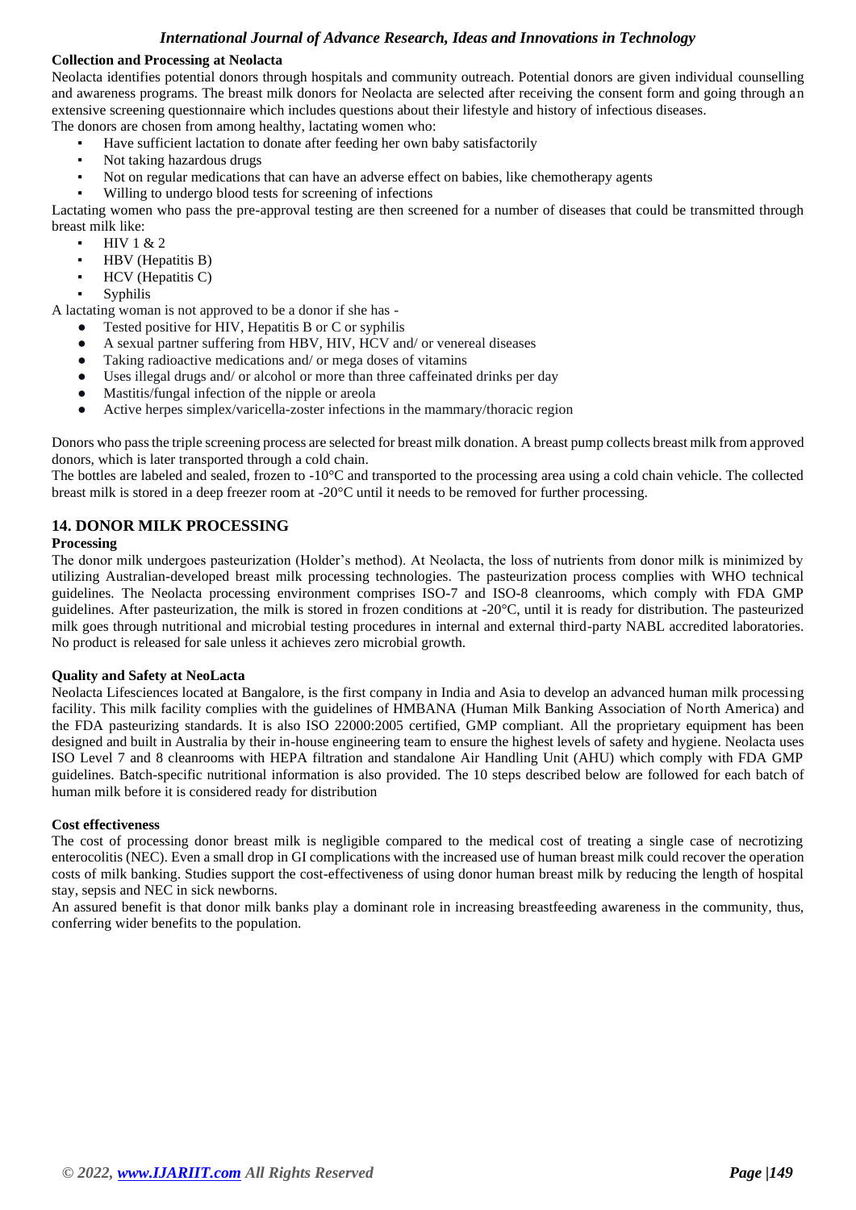**Collection and Processing at Neolacta**

Neolacta identifies potential donors through hospitals and community outreach. Potential donors are given individual counselling and awareness programs. The breast milk donors for Neolacta are selected after receiving the consent form and going through an extensive screening questionnaire which includes questions about their lifestyle and history of infectious diseases.

The donors are chosen from among healthy, lactating women who:

- Have sufficient lactation to donate after feeding her own baby satisfactorily
- Not taking hazardous drugs
- Not on regular medications that can have an adverse effect on babies, like chemotherapy agents
- Willing to undergo blood tests for screening of infections

Lactating women who pass the pre-approval testing are then screened for a number of diseases that could be transmitted through breast milk like:

- HIV 1 & 2
- HBV (Hepatitis B)
- HCV (Hepatitis C)
- Syphilis

A lactating woman is not approved to be a donor if she has -

- Tested positive for HIV, Hepatitis B or C or syphilis
- A sexual partner suffering from HBV, HIV, HCV and/ or venereal diseases
- Taking radioactive medications and/ or mega doses of vitamins
- Uses illegal drugs and/ or alcohol or more than three caffeinated drinks per day
- Mastitis/fungal infection of the nipple or areola
- Active herpes simplex/varicella-zoster infections in the mammary/thoracic region

Donors who pass the triple screening process are selected for breast milk donation. A breast pump collects breast milk from approved donors, which is later transported through a cold chain.

The bottles are labeled and sealed, frozen to -10°C and transported to the processing area using a cold chain vehicle. The collected breast milk is stored in a deep freezer room at -20°C until it needs to be removed for further processing.

## 14. DONOR MILK PROCESSING

**Processing**

The donor milk undergoes pasteurization (Holder's method). At Neolacta, the loss of nutrients from donor milk is minimized by utilizing Australian-developed breast milk processing technologies. The pasteurization process complies with WHO technical guidelines. The Neolacta processing environment comprises ISO-7 and ISO-8 cleanrooms, which comply with FDA GMP guidelines. After pasteurization, the milk is stored in frozen conditions at -20°C, until it is ready for distribution. The pasteurized milk goes through nutritional and microbial testing procedures in internal and external third-party NABL accredited laboratories. No product is released for sale unless it achieves zero microbial growth.

**Quality and Safety at NeoLacta**

Neolacta Lifesciences located at Bangalore, is the first company in India and Asia to develop an advanced human milk processing facility. This milk facility complies with the guidelines of HMBANA (Human Milk Banking Association of North America) and the FDA pasteurizing standards. It is also ISO 22000:2005 certified, GMP compliant. All the proprietary equipment has been designed and built in Australia by their in-house engineering team to ensure the highest levels of safety and hygiene. Neolacta uses ISO Level 7 and 8 cleanrooms with HEPA filtration and standalone Air Handling Unit (AHU) which comply with FDA GMP guidelines. Batch-specific nutritional information is also provided. The 10 steps described below are followed for each batch of human milk before it is considered ready for distribution

**Cost effectiveness**

The cost of processing donor breast milk is negligible compared to the medical cost of treating a single case of necrotizing enterocolitis (NEC). Even a small drop in GI complications with the increased use of human breast milk could recover the operation costs of milk banking. Studies support the cost-effectiveness of using donor human breast milk by reducing the length of hospital stay, sepsis and NEC in sick newborns.

An assured benefit is that donor milk banks play a dominant role in increasing breastfeeding awareness in the community, thus, conferring wider benefits to the population.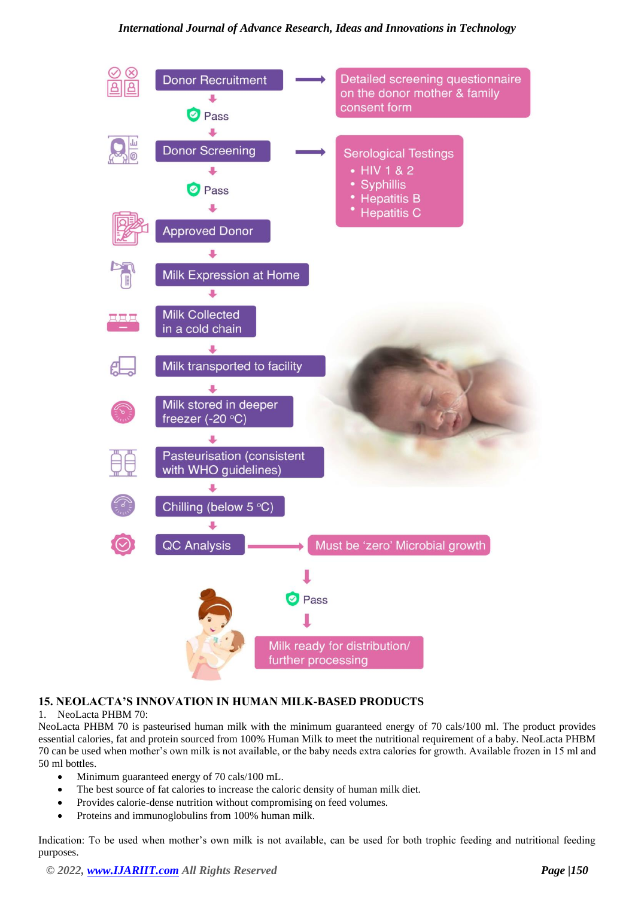Donor Recruitment → Detailed screening questionnaire on the donor mother & family consent form

Pass

Donor Screening → Serological Testings

- HIV 1 & 2
- Syphillis
- Hepatitis B
- Hepatitis C

Pass

Approved Donor

Milk Expression at Home

Milk Collected in a cold chain

Milk transported to facility

Milk stored in deeper freezer (-20 °C)

Pasteurisation (consistent with WHO guidelines)

Chilling (below 5 °C)

QC Analysis → Must be 'zero' Microbial growth

Pass

Milk ready for distribution/ further processing

## 15. NEOLACTA'S INNOVATION IN HUMAN MILK-BASED PRODUCTS

1. NeoLacta PHBM 70:

NeoLacta PHBM 70 is pasteurised human milk with the minimum guaranteed energy of 70 cals/100 ml. The product provides essential calories, fat and protein sourced from 100% Human Milk to meet the nutritional requirement of a baby. NeoLacta PHBM 70 can be used when mother's own milk is not available, or the baby needs extra calories for growth. Available frozen in 15 ml and 50 ml bottles.

- Minimum guaranteed energy of 70 cals/100 mL.
- The best source of fat calories to increase the caloric density of human milk diet.
- Provides calorie-dense nutrition without compromising on feed volumes.
- Proteins and immunoglobulins from 100% human milk.

Indication: To be used when mother's own milk is not available, can be used for both trophic feeding and nutritional feeding purposes.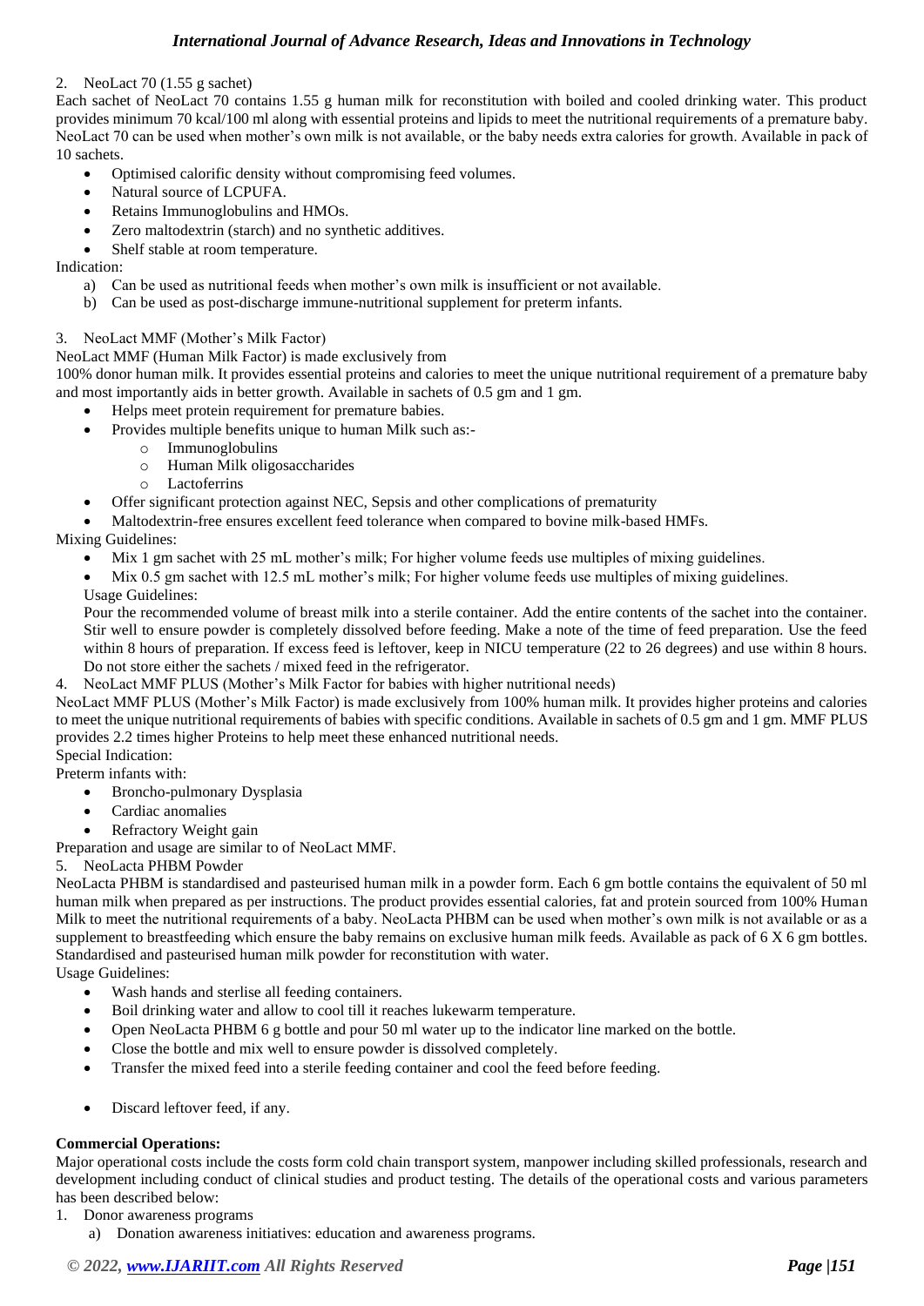2. NeoLact 70 (1.55 g sachet)

Each sachet of NeoLact 70 contains 1.55 g human milk for reconstitution with boiled and cooled drinking water. This product provides minimum 70 kcal/100 ml along with essential proteins and lipids to meet the nutritional requirements of a premature baby. NeoLact 70 can be used when mother's own milk is not available, or the baby needs extra calories for growth. Available in pack of 10 sachets.

- Optimised calorific density without compromising feed volumes.
- Natural source of LCPUFA.
- Retains Immunoglobulins and HMOs.
- Zero maltodextrin (starch) and no synthetic additives.
- Shelf stable at room temperature.

Indication:

a) Can be used as nutritional feeds when mother's own milk is insufficient or not available.
b) Can be used as post-discharge immune-nutritional supplement for preterm infants.

3. NeoLact MMF (Mother's Milk Factor)

NeoLact MMF (Human Milk Factor) is made exclusively from 100% donor human milk. It provides essential proteins and calories to meet the unique nutritional requirement of a premature baby and most importantly aids in better growth. Available in sachets of 0.5 gm and 1 gm.

- Helps meet protein requirement for premature babies.
- Provides multiple benefits unique to human Milk such as:-
  - Immunoglobulins
  - Human Milk oligosaccharides
  - Lactoferrins
- Offer significant protection against NEC, Sepsis and other complications of prematurity
- Maltodextrin-free ensures excellent feed tolerance when compared to bovine milk-based HMFs.

Mixing Guidelines:

- Mix 1 gm sachet with 25 mL mother's milk; For higher volume feeds use multiples of mixing guidelines.
- Mix 0.5 gm sachet with 12.5 mL mother's milk; For higher volume feeds use multiples of mixing guidelines.

Usage Guidelines:

Pour the recommended volume of breast milk into a sterile container. Add the entire contents of the sachet into the container. Stir well to ensure powder is completely dissolved before feeding. Make a note of the time of feed preparation. Use the feed within 8 hours of preparation. If excess feed is leftover, keep in NICU temperature (22 to 26 degrees) and use within 8 hours. Do not store either the sachets / mixed feed in the refrigerator.

4. NeoLact MMF PLUS (Mother's Milk Factor for babies with higher nutritional needs)

NeoLact MMF PLUS (Mother's Milk Factor) is made exclusively from 100% human milk. It provides higher proteins and calories to meet the unique nutritional requirements of babies with specific conditions. Available in sachets of 0.5 gm and 1 gm. MMF PLUS provides 2.2 times higher Proteins to help meet these enhanced nutritional needs.

Special Indication:

Preterm infants with:

- Broncho-pulmonary Dysplasia
- Cardiac anomalies
- Refractory Weight gain

Preparation and usage are similar to of NeoLact MMF.

5. NeoLacta PHBM Powder

NeoLacta PHBM is standardised and pasteurised human milk in a powder form. Each 6 gm bottle contains the equivalent of 50 ml human milk when prepared as per instructions. The product provides essential calories, fat and protein sourced from 100% Human Milk to meet the nutritional requirements of a baby. NeoLacta PHBM can be used when mother's own milk is not available or as a supplement to breastfeeding which ensure the baby remains on exclusive human milk feeds. Available as pack of 6 X 6 gm bottles. Standardised and pasteurised human milk powder for reconstitution with water.

Usage Guidelines:

- Wash hands and sterlise all feeding containers.
- Boil drinking water and allow to cool till it reaches lukewarm temperature.
- Open NeoLacta PHBM 6 g bottle and pour 50 ml water up to the indicator line marked on the bottle.
- Close the bottle and mix well to ensure powder is dissolved completely.
- Transfer the mixed feed into a sterile feeding container and cool the feed before feeding.
- Discard leftover feed, if any.

**Commercial Operations:**

Major operational costs include the costs form cold chain transport system, manpower including skilled professionals, research and development including conduct of clinical studies and product testing. The details of the operational costs and various parameters has been described below:

1. Donor awareness programs
   a) Donation awareness initiatives: education and awareness programs.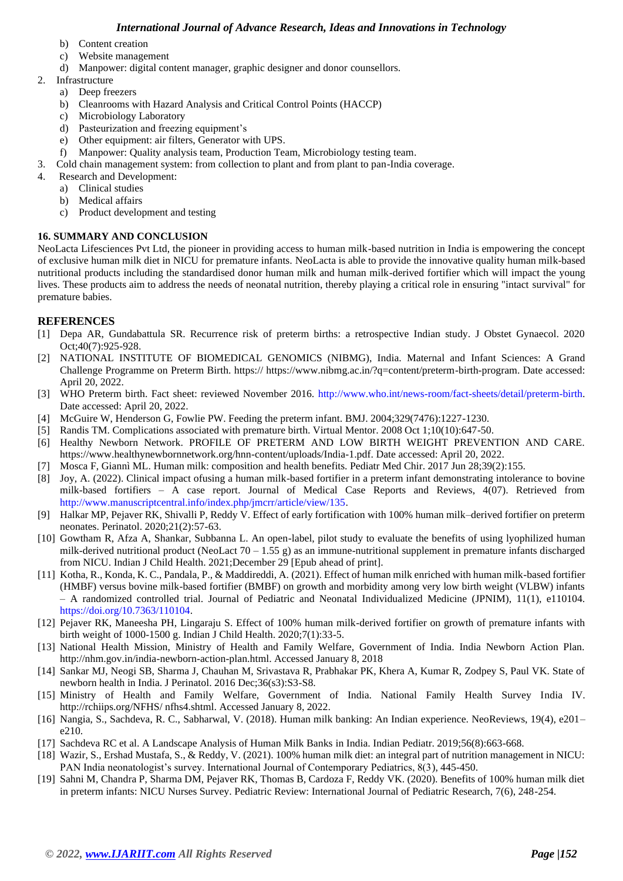b) Content creation
   c) Website management
   d) Manpower: digital content manager, graphic designer and donor counsellors.
2. Infrastructure
   a) Deep freezers
   b) Cleanrooms with Hazard Analysis and Critical Control Points (HACCP)
   c) Microbiology Laboratory
   d) Pasteurization and freezing equipment's
   e) Other equipment: air filters, Generator with UPS.
   f) Manpower: Quality analysis team, Production Team, Microbiology testing team.
3. Cold chain management system: from collection to plant and from plant to pan-India coverage.
4. Research and Development:
   a) Clinical studies
   b) Medical affairs
   c) Product development and testing

## 16. SUMMARY AND CONCLUSION

NeoLacta Lifesciences Pvt Ltd, the pioneer in providing access to human milk-based nutrition in India is empowering the concept of exclusive human milk diet in NICU for premature infants. NeoLacta is able to provide the innovative quality human milk-based nutritional products including the standardised donor human milk and human milk-derived fortifier which will impact the young lives. These products aim to address the needs of neonatal nutrition, thereby playing a critical role in ensuring "intact survival" for premature babies.

## REFERENCES

[1] Depa AR, Gundabattula SR. Recurrence risk of preterm births: a retrospective Indian study. J Obstet Gynaecol. 2020 Oct;40(7):925-928.

[2] NATIONAL INSTITUTE OF BIOMEDICAL GENOMICS (NIBMG), India. Maternal and Infant Sciences: A Grand Challenge Programme on Preterm Birth. https:// https://www.nibmg.ac.in/?q=content/preterm-birth-program. Date accessed: April 20, 2022.

[3] WHO Preterm birth. Fact sheet: reviewed November 2016. http://www.who.int/news-room/fact-sheets/detail/preterm-birth. Date accessed: April 20, 2022.

[4] McGuire W, Henderson G, Fowlie PW. Feeding the preterm infant. BMJ. 2004;329(7476):1227-1230.

[5] Randis TM. Complications associated with premature birth. Virtual Mentor. 2008 Oct 1;10(10):647-50.

[6] Healthy Newborn Network. PROFILE OF PRETERM AND LOW BIRTH WEIGHT PREVENTION AND CARE. https://www.healthynewbornnetwork.org/hnn-content/uploads/India-1.pdf. Date accessed: April 20, 2022.

[7] Mosca F, Giannì ML. Human milk: composition and health benefits. Pediatr Med Chir. 2017 Jun 28;39(2):155.

[8] Joy, A. (2022). Clinical impact ofusing a human milk-based fortifier in a preterm infant demonstrating intolerance to bovine milk-based fortifiers – A case report. Journal of Medical Case Reports and Reviews, 4(07). Retrieved from http://www.manuscriptcentral.info/index.php/jmcrr/article/view/135.

[9] Halkar MP, Pejaver RK, Shivalli P, Reddy V. Effect of early fortification with 100% human milk–derived fortifier on preterm neonates. Perinatol. 2020;21(2):57-63.

[10] Gowtham R, Afza A, Shankar, Subbanna L. An open-label, pilot study to evaluate the benefits of using lyophilized human milk-derived nutritional product (NeoLact 70 – 1.55 g) as an immune-nutritional supplement in premature infants discharged from NICU. Indian J Child Health. 2021;December 29 [Epub ahead of print].

[11] Kotha, R., Konda, K. C., Pandala, P., & Maddireddi, A. (2021). Effect of human milk enriched with human milk-based fortifier (HMBF) versus bovine milk-based fortifier (BMBF) on growth and morbidity among very low birth weight (VLBW) infants – A randomized controlled trial. Journal of Pediatric and Neonatal Individualized Medicine (JPNIM), 11(1), e110104. https://doi.org/10.7363/110104.

[12] Pejaver RK, Maneesha PH, Lingaraju S. Effect of 100% human milk-derived fortifier on growth of premature infants with birth weight of 1000-1500 g. Indian J Child Health. 2020;7(1):33-5.

[13] National Health Mission, Ministry of Health and Family Welfare, Government of India. India Newborn Action Plan. http://nhm.gov.in/india-newborn-action-plan.html. Accessed January 8, 2018

[14] Sankar MJ, Neogi SB, Sharma J, Chauhan M, Srivastava R, Prabhakar PK, Khera A, Kumar R, Zodpey S, Paul VK. State of newborn health in India. J Perinatol. 2016 Dec;36(s3):S3-S8.

[15] Ministry of Health and Family Welfare, Government of India. National Family Health Survey India IV. http://rchiips.org/NFHS/ nfhs4.shtml. Accessed January 8, 2022.

[16] Nangia, S., Sachdeva, R. C., Sabharwal, V. (2018). Human milk banking: An Indian experience. NeoReviews, 19(4), e201–e210.

[17] Sachdeva RC et al. A Landscape Analysis of Human Milk Banks in India. Indian Pediatr. 2019;56(8):663-668.

[18] Wazir, S., Ershad Mustafa, S., & Reddy, V. (2021). 100% human milk diet: an integral part of nutrition management in NICU: PAN India neonatologist's survey. International Journal of Contemporary Pediatrics, 8(3), 445-450.

[19] Sahni M, Chandra P, Sharma DM, Pejaver RK, Thomas B, Cardoza F, Reddy VK. (2020). Benefits of 100% human milk diet in preterm infants: NICU Nurses Survey. Pediatric Review: International Journal of Pediatric Research, 7(6), 248-254.